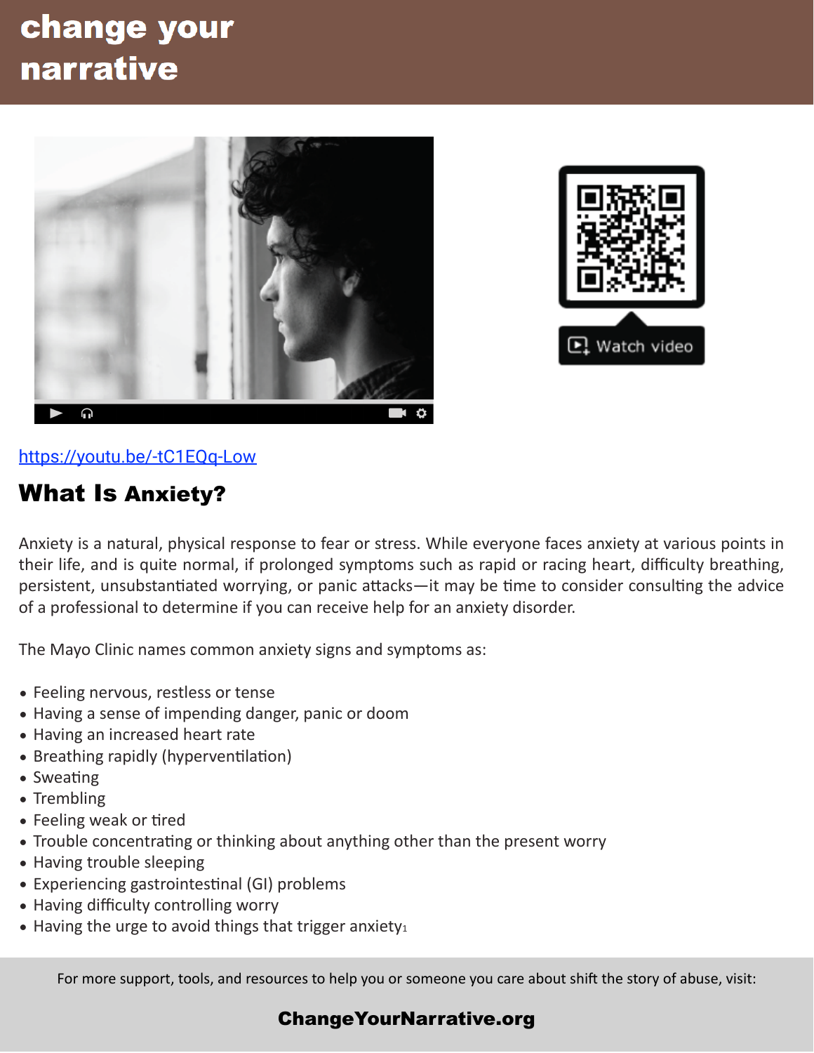# change your narrative

Watch video

https://youtu.be/-tC1EQq-Low

## What Is Anxiety?

Anxiety is a natural, physical response to fear or stress. While everyone faces anxiety at various points in their life, and is quite normal, if prolonged symptoms such as rapid or racing heart, difficulty breathing, persistent, unsubstantiated worrying, or panic attacks—it may be time to consider consulting the advice of a professional to determine if you can receive help for an anxiety disorder.

The Mayo Clinic names common anxiety signs and symptoms as:

- Feeling nervous, restless or tense
- Having a sense of impending danger, panic or doom
- Having an increased heart rate
- Breathing rapidly (hyperventilation)
- Sweating
- Trembling
- Feeling weak or tired
- Trouble concentrating or thinking about anything other than the present worry
- Having trouble sleeping
- Experiencing gastrointestinal (GI) problems
- Having difficulty controlling worry
- Having the urge to avoid things that trigger anxiety[1]

For more support, tools, and resources to help you or someone you care about shift the story of abuse, visit:

**ChangeYourNarrative.org**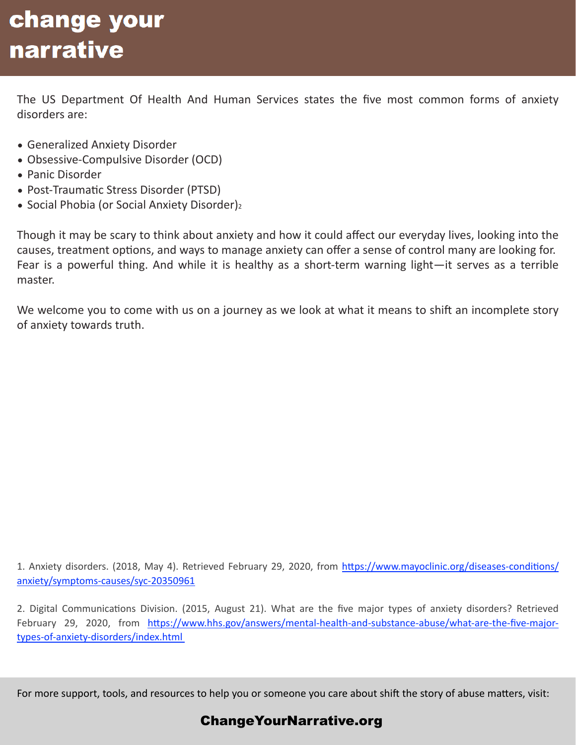# change your narrative

The US Department Of Health And Human Services states the five most common forms of anxiety disorders are:

- Generalized Anxiety Disorder
- Obsessive-Compulsive Disorder (OCD)
- Panic Disorder
- Post-Traumatic Stress Disorder (PTSD)
- Social Phobia (or Social Anxiety Disorder)[2]

Though it may be scary to think about anxiety and how it could affect our everyday lives, looking into the causes, treatment options, and ways to manage anxiety can offer a sense of control many are looking for. Fear is a powerful thing. And while it is healthy as a short-term warning light—it serves as a terrible master.

We welcome you to come with us on a journey as we look at what it means to shift an incomplete story of anxiety towards truth.

1. Anxiety disorders. (2018, May 4). Retrieved February 29, 2020, from https://www.mayoclinic.org/diseases-conditions/anxiety/symptoms-causes/syc-20350961

2. Digital Communications Division. (2015, August 21). What are the five major types of anxiety disorders? Retrieved February 29, 2020, from https://www.hhs.gov/answers/mental-health-and-substance-abuse/what-are-the-five-major-types-of-anxiety-disorders/index.html

For more support, tools, and resources to help you or someone you care about shift the story of abuse matters, visit:

**ChangeYourNarrative.org**